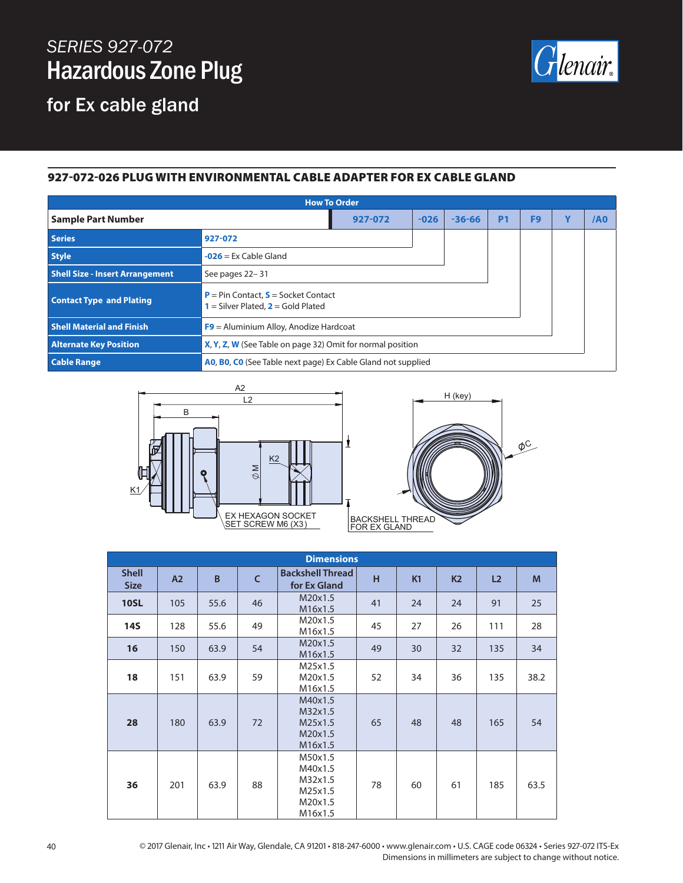# SERIES 927-072

# Hazardous Zone Plug

## for Ex cable gland

### 927-072-026 PLUG WITH ENVIRONMENTAL CABLE ADAPTER FOR EX CABLE GLAND

**How To Order**

| Sample Part Number | 927-072 | -026 | -36-66 | P1 | F9 | Y | /A0 |
|---|---|---|---|---|---|---|---|

| Field | Description |
|---|---|
| **Series** | **927-072** |
| **Style** | **-026** = Ex Cable Gland |
| **Shell Size - Insert Arrangement** | See pages 22– 31 |
| **Contact Type and Plating** | **P** = Pin Contact, **S** = Socket Contact<br>**1** = Silver Plated, **2** = Gold Plated |
| **Shell Material and Finish** | **F9** = Aluminium Alloy, Anodize Hardcoat |
| **Alternate Key Position** | **X**, **Y**, **Z**, **W** (See Table on page 32) Omit for normal position |
| **Cable Range** | **A0**, **B0**, **C0** (See Table next page) Ex Cable Gland not supplied |

A2
L2
B
K1
K2
∅ M
EX HEXAGON SOCKET SET SCREW M6 (X3)
BACKSHELL THREAD FOR EX GLAND
H (key)
∅C

**Dimensions**

| Shell Size | A2 | B | C | Backshell Thread for Ex Gland | H | K1 | K2 | L2 | M |
|---|---|---|---|---|---|---|---|---|---|
| **10SL** | 105 | 55.6 | 46 | M20x1.5<br>M16x1.5 | 41 | 24 | 24 | 91 | 25 |
| **14S** | 128 | 55.6 | 49 | M20x1.5<br>M16x1.5 | 45 | 27 | 26 | 111 | 28 |
| **16** | 150 | 63.9 | 54 | M20x1.5<br>M16x1.5 | 49 | 30 | 32 | 135 | 34 |
| **18** | 151 | 63.9 | 59 | M25x1.5<br>M20x1.5<br>M16x1.5 | 52 | 34 | 36 | 135 | 38.2 |
| **28** | 180 | 63.9 | 72 | M40x1.5<br>M32x1.5<br>M25x1.5<br>M20x1.5<br>M16x1.5 | 65 | 48 | 48 | 165 | 54 |
| **36** | 201 | 63.9 | 88 | M50x1.5<br>M40x1.5<br>M32x1.5<br>M25x1.5<br>M20x1.5<br>M16x1.5 | 78 | 60 | 61 | 185 | 63.5 |

© 2017 Glenair, Inc • 1211 Air Way, Glendale, CA 91201 • 818-247-6000 • www.glenair.com • U.S. CAGE code 06324 • Series 927-072 ITS-Ex
Dimensions in millimeters are subject to change without notice.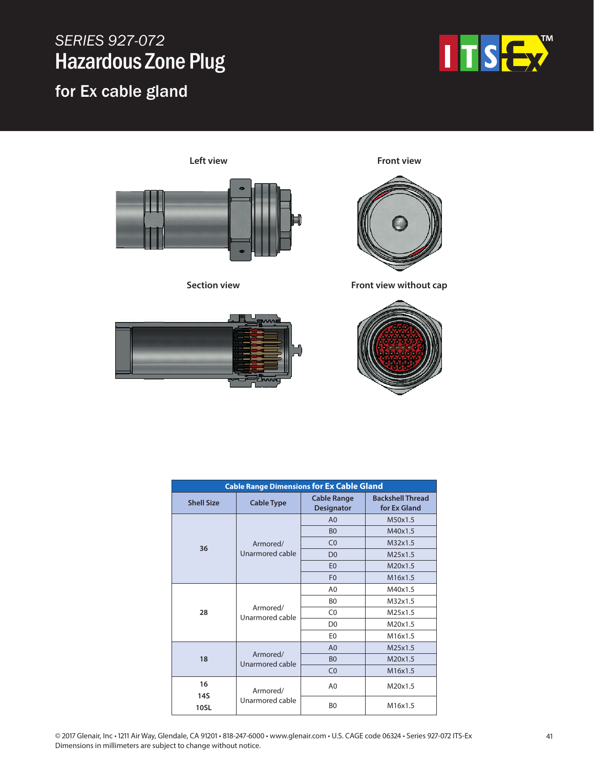*SERIES 927-072*

# Hazardous Zone Plug

## for Ex cable gland

Left view

Front view

Section view

Front view without cap

| Cable Range Dimensions for Ex Cable Gland | | | |
|---|---|---|---|
| **Shell Size** | **Cable Type** | **Cable Range Designator** | **Backshell Thread for Ex Gland** |
| **36** | Armored/ Unarmored cable | A0 | M50x1.5 |
| | | B0 | M40x1.5 |
| | | C0 | M32x1.5 |
| | | D0 | M25x1.5 |
| | | E0 | M20x1.5 |
| | | F0 | M16x1.5 |
| **28** | Armored/ Unarmored cable | A0 | M40x1.5 |
| | | B0 | M32x1.5 |
| | | C0 | M25x1.5 |
| | | D0 | M20x1.5 |
| | | E0 | M16x1.5 |
| **18** | Armored/ Unarmored cable | A0 | M25x1.5 |
| | | B0 | M20x1.5 |
| | | C0 | M16x1.5 |
| **16 14S 10SL** | Armored/ Unarmored cable | A0 | M20x1.5 |
| | | B0 | M16x1.5 |

© 2017 Glenair, Inc • 1211 Air Way, Glendale, CA 91201 • 818-247-6000 • www.glenair.com • U.S. CAGE code 06324 • Series 927-072 ITS-Ex
Dimensions in millimeters are subject to change without notice.